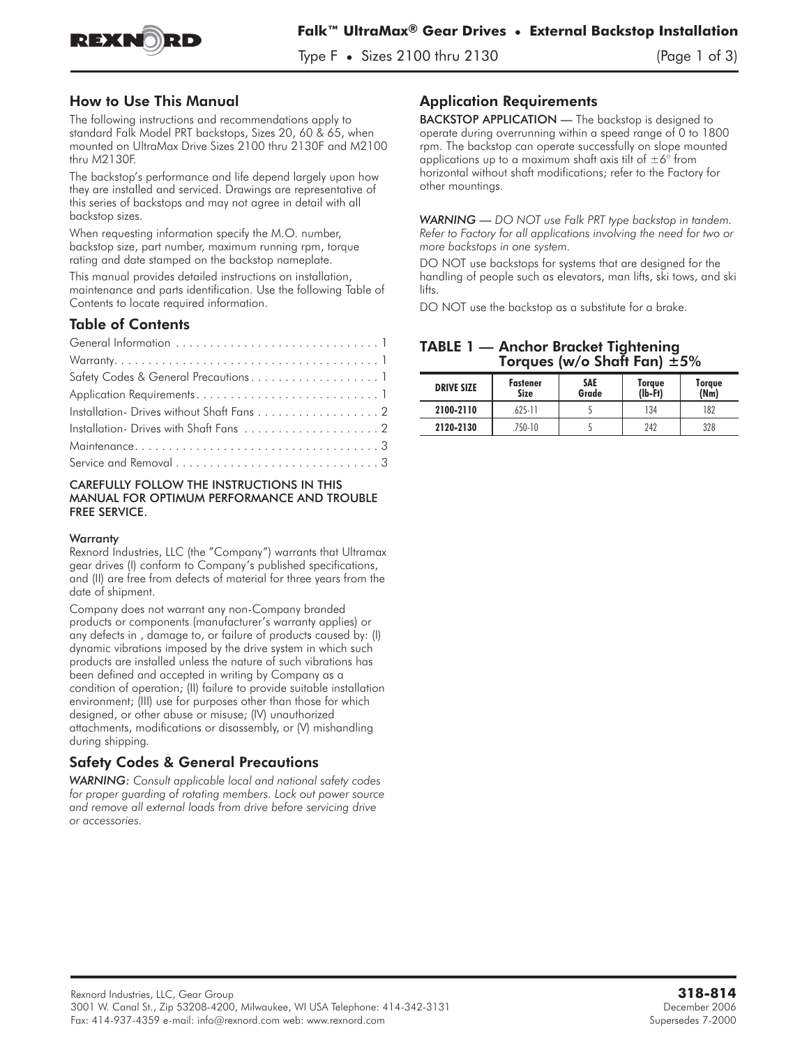# Falk™ UltraMax® Gear Drives • External Backstop Installation

Type F • Sizes 2100 thru 2130

## How to Use This Manual

The following instructions and recommendations apply to standard Falk Model PRT backstops, Sizes 20, 60 & 65, when mounted on UltraMax Drive Sizes 2100 thru 2130F and M2100 thru M2130F.

The backstop's performance and life depend largely upon how they are installed and serviced. Drawings are representative of this series of backstops and may not agree in detail with all backstop sizes.

When requesting information specify the M.O. number, backstop size, part number, maximum running rpm, torque rating and date stamped on the backstop nameplate.

This manual provides detailed instructions on installation, maintenance and parts identification. Use the following Table of Contents to locate required information.

## Table of Contents

- General Information . . . . . 1
- Warranty . . . . . 1
- Safety Codes & General Precautions . . . . . 1
- Application Requirements . . . . . 1
- Installation- Drives without Shaft Fans . . . . . 2
- Installation- Drives with Shaft Fans . . . . . 2
- Maintenance . . . . . 3
- Service and Removal . . . . . 3

CAREFULLY FOLLOW THE INSTRUCTIONS IN THIS MANUAL FOR OPTIMUM PERFORMANCE AND TROUBLE FREE SERVICE.

#### Warranty

Rexnord Industries, LLC (the "Company") warrants that Ultramax gear drives (I) conform to Company's published specifications, and (II) are free from defects of material for three years from the date of shipment.

Company does not warrant any non-Company branded products or components (manufacturer's warranty applies) or any defects in , damage to, or failure of products caused by: (I) dynamic vibrations imposed by the drive system in which such products are installed unless the nature of such vibrations has been defined and accepted in writing by Company as a condition of operation; (II) failure to provide suitable installation environment; (III) use for purposes other than those for which designed, or other abuse or misuse; (IV) unauthorized attachments, modifications or disassembly, or (V) mishandling during shipping.

## Safety Codes & General Precautions

*WARNING: Consult applicable local and national safety codes for proper guarding of rotating members. Lock out power source and remove all external loads from drive before servicing drive or accessories.*

## Application Requirements

BACKSTOP APPLICATION — The backstop is designed to operate during overrunning within a speed range of 0 to 1800 rpm. The backstop can operate successfully on slope mounted applications up to a maximum shaft axis tilt of $\pm 6°$ from horizontal without shaft modifications; refer to the Factory for other mountings.

*WARNING — DO NOT use Falk PRT type backstop in tandem. Refer to Factory for all applications involving the need for two or more backstops in one system.*

DO NOT use backstops for systems that are designed for the handling of people such as elevators, man lifts, ski tows, and ski lifts.

DO NOT use the backstop as a substitute for a brake.

### TABLE 1 — Anchor Bracket Tightening Torques (w/o Shaft Fan) ±5%

| DRIVE SIZE | Fastener Size | SAE Grade | Torque (lb-Ft) | Torque (Nm) |
|---|---|---|---|---|
| 2100-2110 | .625-11 | 5 | 134 | 182 |
| 2120-2130 | .750-10 | 5 | 242 | 328 |

Rexnord Industries, LLC, Gear Group
3001 W. Canal St., Zip 53208-4200, Milwaukee, WI USA Telephone: 414-342-3131
Fax: 414-937-4359 e-mail: info@rexnord.com web: www.rexnord.com

**318-814**
December 2006
Supersedes 7-2000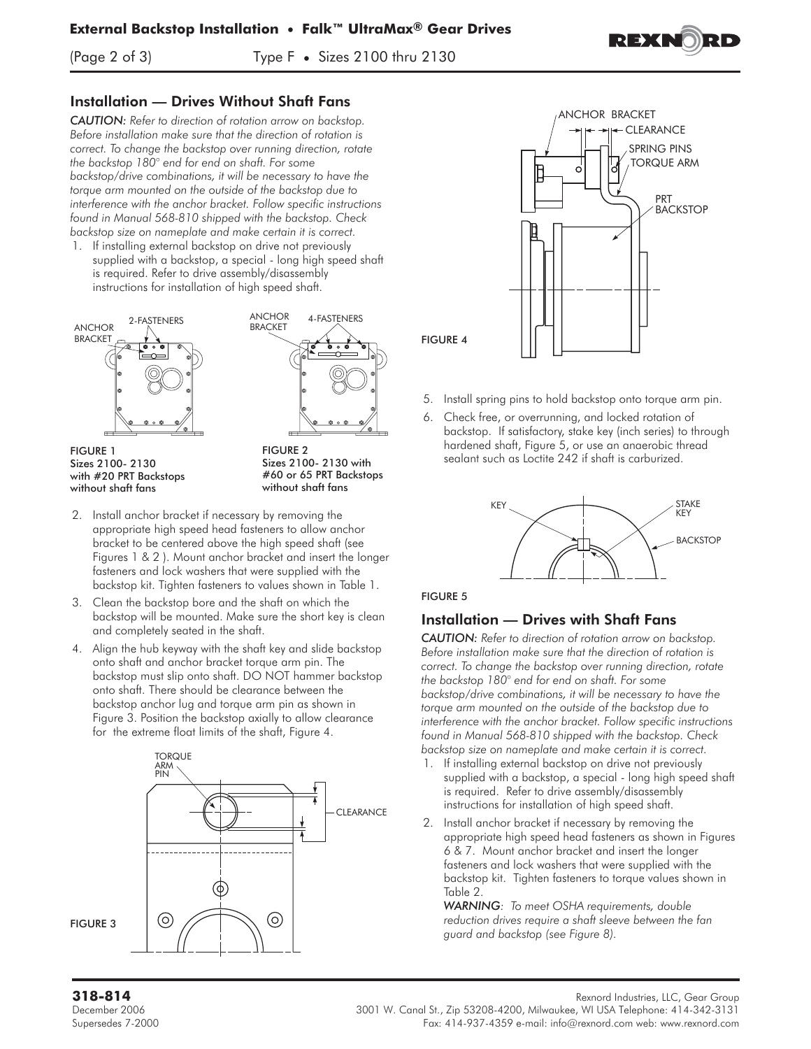## Installation — Drives Without Shaft Fans

*CAUTION: Refer to direction of rotation arrow on backstop. Before installation make sure that the direction of rotation is correct. To change the backstop over running direction, rotate the backstop 180° end for end on shaft. For some backstop/drive combinations, it will be necessary to have the torque arm mounted on the outside of the backstop due to interference with the anchor bracket. Follow specific instructions found in Manual 568-810 shipped with the backstop. Check backstop size on nameplate and make certain it is correct.*

1. If installing external backstop on drive not previously supplied with a backstop, a special - long high speed shaft is required. Refer to drive assembly/disassembly instructions for installation of high speed shaft.

**FIGURE 1**
**Sizes 2100- 2130 with #20 PRT Backstops without shaft fans**

**FIGURE 2**
**Sizes 2100- 2130 with #60 or 65 PRT Backstops without shaft fans**

2. Install anchor bracket if necessary by removing the appropriate high speed head fasteners to allow anchor bracket to be centered above the high speed shaft (see Figures 1 & 2 ). Mount anchor bracket and insert the longer fasteners and lock washers that were supplied with the backstop kit. Tighten fasteners to values shown in Table 1.
3. Clean the backstop bore and the shaft on which the backstop will be mounted. Make sure the short key is clean and completely seated in the shaft.
4. Align the hub keyway with the shaft key and slide backstop onto shaft and anchor bracket torque arm pin. The backstop must slip onto shaft. DO NOT hammer backstop onto shaft. There should be clearance between the backstop anchor lug and torque arm pin as shown in Figure 3. Position the backstop axially to allow clearance for the extreme float limits of the shaft, Figure 4.

**FIGURE 3**

**FIGURE 4**

5. Install spring pins to hold backstop onto torque arm pin.
6. Check free, or overrunning, and locked rotation of backstop. If satisfactory, stake key (inch series) to through hardened shaft, Figure 5, or use an anaerobic thread sealant such as Loctite 242 if shaft is carburized.

**FIGURE 5**

## Installation — Drives with Shaft Fans

*CAUTION: Refer to direction of rotation arrow on backstop. Before installation make sure that the direction of rotation is correct. To change the backstop over running direction, rotate the backstop 180° end for end on shaft. For some backstop/drive combinations, it will be necessary to have the torque arm mounted on the outside of the backstop due to interference with the anchor bracket. Follow specific instructions found in Manual 568-810 shipped with the backstop. Check backstop size on nameplate and make certain it is correct.*

1. If installing external backstop on drive not previously supplied with a backstop, a special - long high speed shaft is required. Refer to drive assembly/disassembly instructions for installation of high speed shaft.
2. Install anchor bracket if necessary by removing the appropriate high speed head fasteners as shown in Figures 6 & 7. Mount anchor bracket and insert the longer fasteners and lock washers that were supplied with the backstop kit. Tighten fasteners to torque values shown in Table 2.

   ***WARNING**: To meet OSHA requirements, double reduction drives require a shaft sleeve between the fan guard and backstop (see Figure 8).*

**318-814**
December 2006
Supersedes 7-2000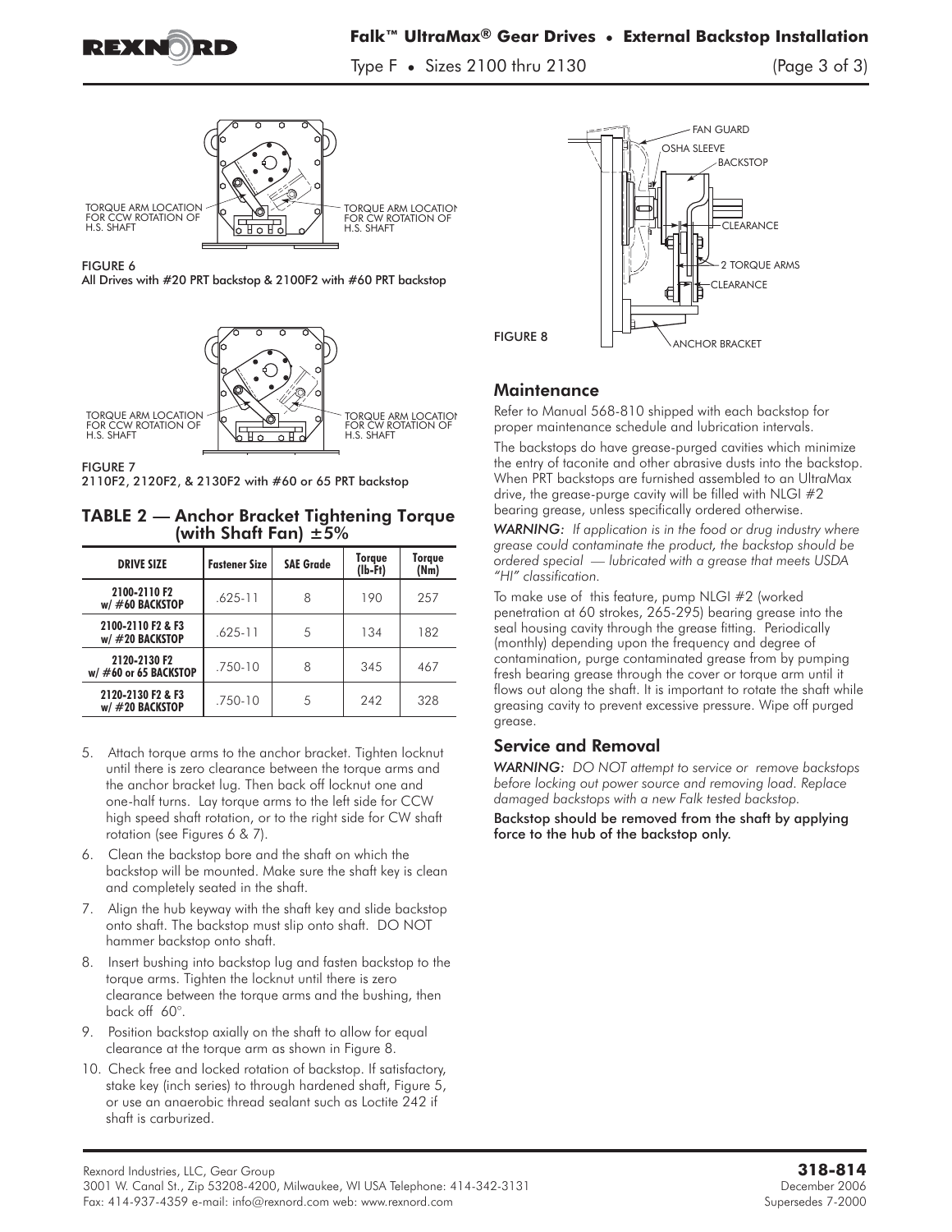TORQUE ARM LOCATION FOR CCW ROTATION OF H.S. SHAFT

TORQUE ARM LOCATION FOR CW ROTATION OF H.S. SHAFT

**FIGURE 6**
**All Drives with #20 PRT backstop & 2100F2 with #60 PRT backstop**

TORQUE ARM LOCATION FOR CCW ROTATION OF H.S. SHAFT

TORQUE ARM LOCATION FOR CW ROTATION OF H.S. SHAFT

**FIGURE 7**
**2110F2, 2120F2, & 2130F2 with #60 or 65 PRT backstop**

## TABLE 2 — Anchor Bracket Tightening Torque (with Shaft Fan) ±5%

| DRIVE SIZE | Fastener Size | SAE Grade | Torque (lb-Ft) | Torque (Nm) |
|---|---|---|---|---|
| 2100-2110 F2 w/ #60 BACKSTOP | .625-11 | 8 | 190 | 257 |
| 2100-2110 F2 & F3 w/ #20 BACKSTOP | .625-11 | 5 | 134 | 182 |
| 2120-2130 F2 w/ #60 or 65 BACKSTOP | .750-10 | 8 | 345 | 467 |
| 2120-2130 F2 & F3 w/ #20 BACKSTOP | .750-10 | 5 | 242 | 328 |

5. Attach torque arms to the anchor bracket. Tighten locknut until there is zero clearance between the torque arms and the anchor bracket lug. Then back off locknut one and one-half turns. Lay torque arms to the left side for CCW high speed shaft rotation, or to the right side for CW shaft rotation (see Figures 6 & 7).
6. Clean the backstop bore and the shaft on which the backstop will be mounted. Make sure the shaft key is clean and completely seated in the shaft.
7. Align the hub keyway with the shaft key and slide backstop onto shaft. The backstop must slip onto shaft. DO NOT hammer backstop onto shaft.
8. Insert bushing into backstop lug and fasten backstop to the torque arms. Tighten the locknut until there is zero clearance between the torque arms and the bushing, then back off 60°.
9. Position backstop axially on the shaft to allow for equal clearance at the torque arm as shown in Figure 8.
10. Check free and locked rotation of backstop. If satisfactory, stake key (inch series) to through hardened shaft, Figure 5, or use an anaerobic thread sealant such as Loctite 242 if shaft is carburized.

FAN GUARD

OSHA SLEEVE

BACKSTOP

CLEARANCE

2 TORQUE ARMS

CLEARANCE

ANCHOR BRACKET

FIGURE 8

## Maintenance

Refer to Manual 568-810 shipped with each backstop for proper maintenance schedule and lubrication intervals.

The backstops do have grease-purged cavities which minimize the entry of taconite and other abrasive dusts into the backstop. When PRT backstops are furnished assembled to an UltraMax drive, the grease-purge cavity will be filled with NLGI #2 bearing grease, unless specifically ordered otherwise.

*WARNING: If application is in the food or drug industry where grease could contaminate the product, the backstop should be ordered special — lubricated with a grease that meets USDA "HI" classification.*

To make use of this feature, pump NLGI #2 (worked penetration at 60 strokes, 265-295) bearing grease into the seal housing cavity through the grease fitting. Periodically (monthly) depending upon the frequency and degree of contamination, purge contaminated grease from by pumping fresh bearing grease through the cover or torque arm until it flows out along the shaft. It is important to rotate the shaft while greasing cavity to prevent excessive pressure. Wipe off purged grease.

## Service and Removal

*WARNING: DO NOT attempt to service or remove backstops before locking out power source and removing load. Replace damaged backstops with a new Falk tested backstop.*

**Backstop should be removed from the shaft by applying force to the hub of the backstop only.**

Rexnord Industries, LLC, Gear Group
3001 W. Canal St., Zip 53208-4200, Milwaukee, WI USA Telephone: 414-342-3131
Fax: 414-937-4359 e-mail: info@rexnord.com web: www.rexnord.com

**318-814**
December 2006
Supersedes 7-2000